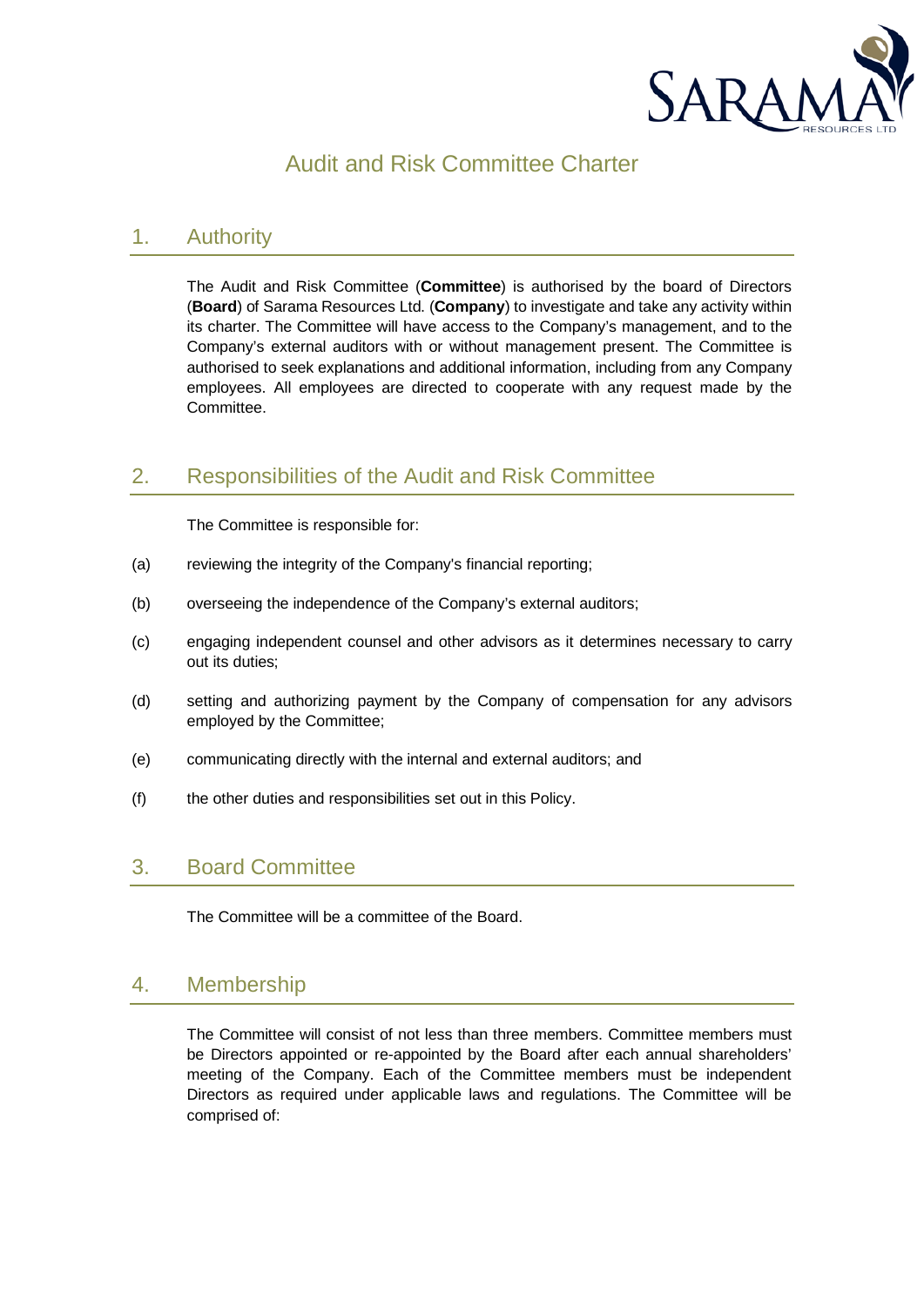# Audit and Risk Committee Charter

## 1. Authority

The Audit and Risk Committee (**Committee**) is authorised by the board of Directors (**Board**) of Sarama Resources Ltd. (**Company**) to investigate and take any activity within its charter. The Committee will have access to the Company's management, and to the Company's external auditors with or without management present. The Committee is authorised to seek explanations and additional information, including from any Company employees. All employees are directed to cooperate with any request made by the Committee.

## 2. Responsibilities of the Audit and Risk Committee

The Committee is responsible for:

(a) reviewing the integrity of the Company's financial reporting;

(b) overseeing the independence of the Company's external auditors;

(c) engaging independent counsel and other advisors as it determines necessary to carry out its duties;

(d) setting and authorizing payment by the Company of compensation for any advisors employed by the Committee;

(e) communicating directly with the internal and external auditors; and

(f) the other duties and responsibilities set out in this Policy.

## 3. Board Committee

The Committee will be a committee of the Board.

## 4. Membership

The Committee will consist of not less than three members. Committee members must be Directors appointed or re-appointed by the Board after each annual shareholders' meeting of the Company. Each of the Committee members must be independent Directors as required under applicable laws and regulations. The Committee will be comprised of: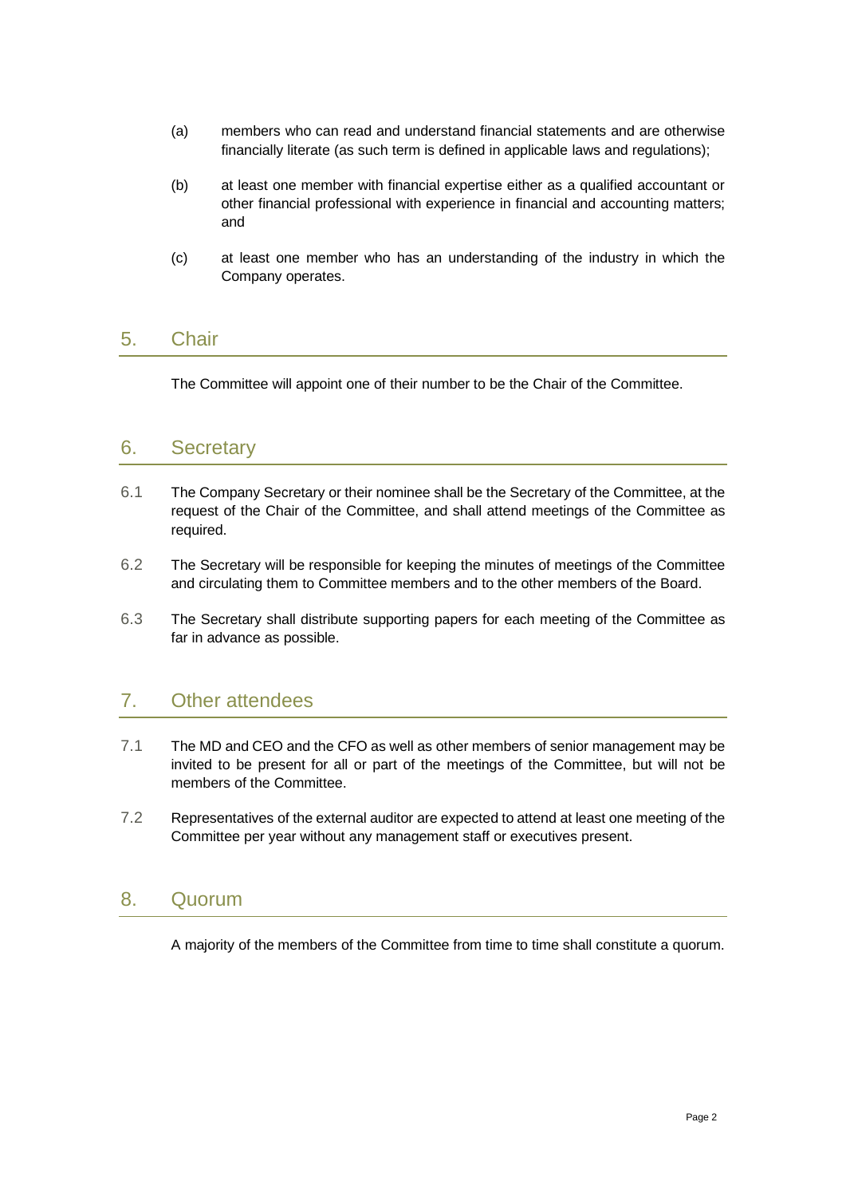(a) members who can read and understand financial statements and are otherwise financially literate (as such term is defined in applicable laws and regulations);

(b) at least one member with financial expertise either as a qualified accountant or other financial professional with experience in financial and accounting matters; and

(c) at least one member who has an understanding of the industry in which the Company operates.

## 5. Chair

The Committee will appoint one of their number to be the Chair of the Committee.

## 6. Secretary

6.1 The Company Secretary or their nominee shall be the Secretary of the Committee, at the request of the Chair of the Committee, and shall attend meetings of the Committee as required.

6.2 The Secretary will be responsible for keeping the minutes of meetings of the Committee and circulating them to Committee members and to the other members of the Board.

6.3 The Secretary shall distribute supporting papers for each meeting of the Committee as far in advance as possible.

## 7. Other attendees

7.1 The MD and CEO and the CFO as well as other members of senior management may be invited to be present for all or part of the meetings of the Committee, but will not be members of the Committee.

7.2 Representatives of the external auditor are expected to attend at least one meeting of the Committee per year without any management staff or executives present.

## 8. Quorum

A majority of the members of the Committee from time to time shall constitute a quorum.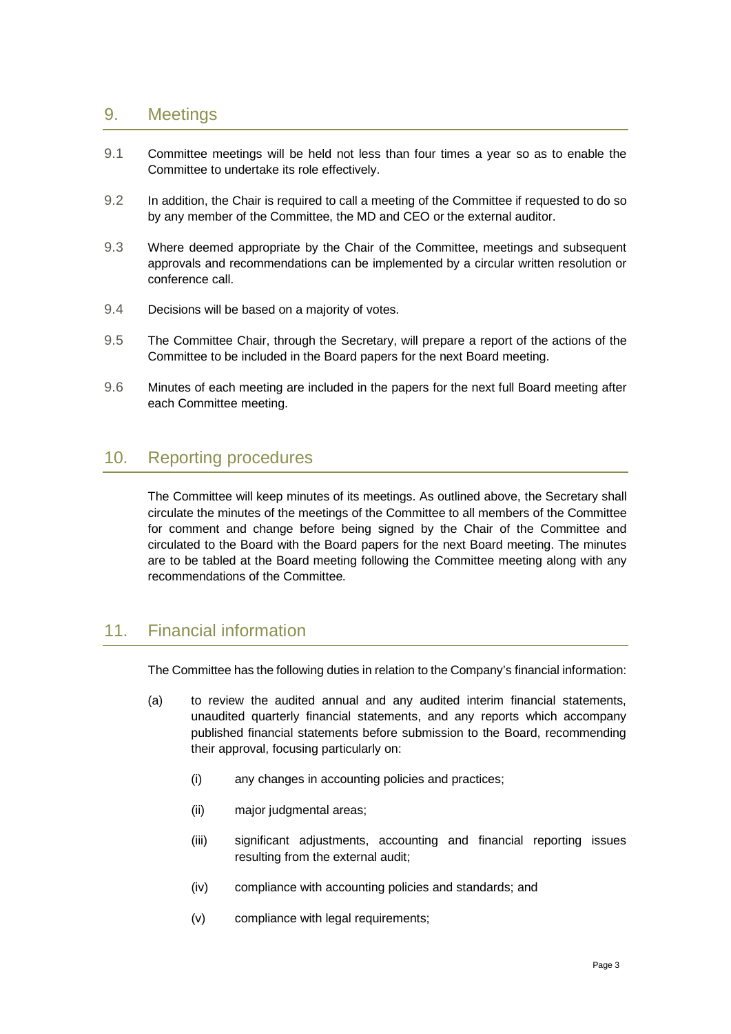## 9. Meetings

9.1 Committee meetings will be held not less than four times a year so as to enable the Committee to undertake its role effectively.

9.2 In addition, the Chair is required to call a meeting of the Committee if requested to do so by any member of the Committee, the MD and CEO or the external auditor.

9.3 Where deemed appropriate by the Chair of the Committee, meetings and subsequent approvals and recommendations can be implemented by a circular written resolution or conference call.

9.4 Decisions will be based on a majority of votes.

9.5 The Committee Chair, through the Secretary, will prepare a report of the actions of the Committee to be included in the Board papers for the next Board meeting.

9.6 Minutes of each meeting are included in the papers for the next full Board meeting after each Committee meeting.

## 10. Reporting procedures

The Committee will keep minutes of its meetings. As outlined above, the Secretary shall circulate the minutes of the meetings of the Committee to all members of the Committee for comment and change before being signed by the Chair of the Committee and circulated to the Board with the Board papers for the next Board meeting. The minutes are to be tabled at the Board meeting following the Committee meeting along with any recommendations of the Committee.

## 11. Financial information

The Committee has the following duties in relation to the Company's financial information:

(a) to review the audited annual and any audited interim financial statements, unaudited quarterly financial statements, and any reports which accompany published financial statements before submission to the Board, recommending their approval, focusing particularly on:

   (i) any changes in accounting policies and practices;

   (ii) major judgmental areas;

   (iii) significant adjustments, accounting and financial reporting issues resulting from the external audit;

   (iv) compliance with accounting policies and standards; and

   (v) compliance with legal requirements;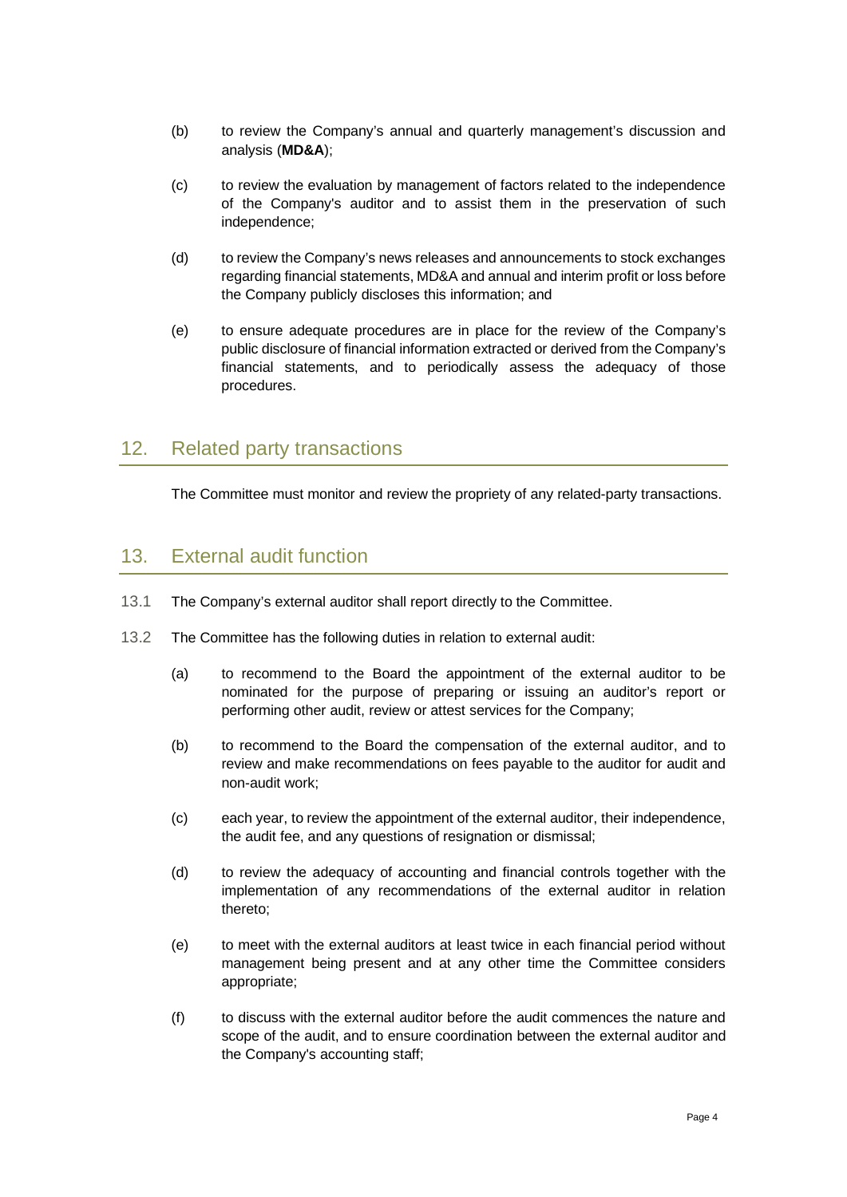(b) to review the Company's annual and quarterly management's discussion and analysis (**MD&A**);

(c) to review the evaluation by management of factors related to the independence of the Company's auditor and to assist them in the preservation of such independence;

(d) to review the Company's news releases and announcements to stock exchanges regarding financial statements, MD&A and annual and interim profit or loss before the Company publicly discloses this information; and

(e) to ensure adequate procedures are in place for the review of the Company's public disclosure of financial information extracted or derived from the Company's financial statements, and to periodically assess the adequacy of those procedures.

## 12. Related party transactions

The Committee must monitor and review the propriety of any related-party transactions.

## 13. External audit function

13.1 The Company's external auditor shall report directly to the Committee.

13.2 The Committee has the following duties in relation to external audit:

(a) to recommend to the Board the appointment of the external auditor to be nominated for the purpose of preparing or issuing an auditor's report or performing other audit, review or attest services for the Company;

(b) to recommend to the Board the compensation of the external auditor, and to review and make recommendations on fees payable to the auditor for audit and non-audit work;

(c) each year, to review the appointment of the external auditor, their independence, the audit fee, and any questions of resignation or dismissal;

(d) to review the adequacy of accounting and financial controls together with the implementation of any recommendations of the external auditor in relation thereto;

(e) to meet with the external auditors at least twice in each financial period without management being present and at any other time the Committee considers appropriate;

(f) to discuss with the external auditor before the audit commences the nature and scope of the audit, and to ensure coordination between the external auditor and the Company's accounting staff;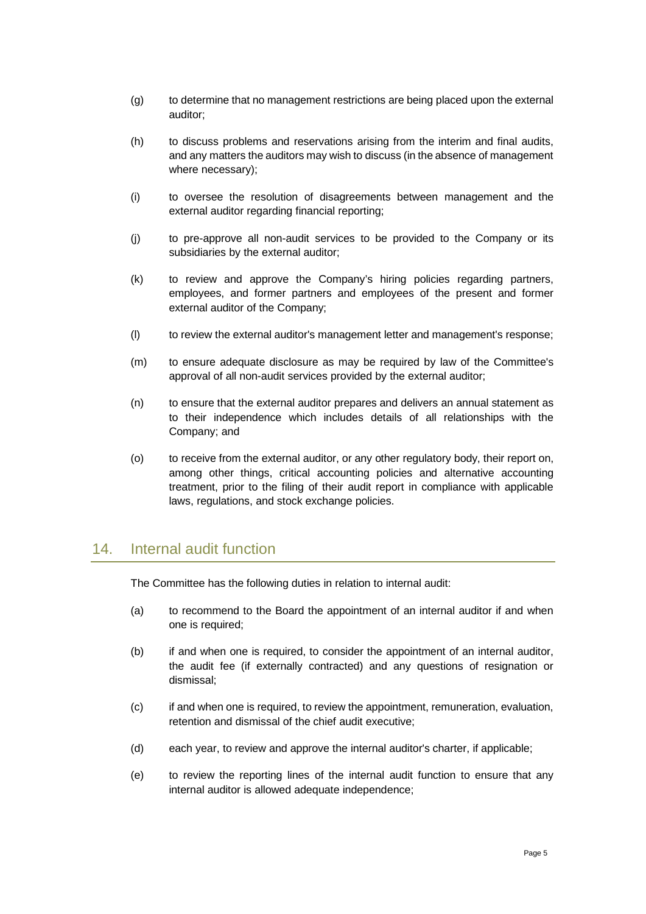(g) to determine that no management restrictions are being placed upon the external auditor;

(h) to discuss problems and reservations arising from the interim and final audits, and any matters the auditors may wish to discuss (in the absence of management where necessary);

(i) to oversee the resolution of disagreements between management and the external auditor regarding financial reporting;

(j) to pre-approve all non-audit services to be provided to the Company or its subsidiaries by the external auditor;

(k) to review and approve the Company's hiring policies regarding partners, employees, and former partners and employees of the present and former external auditor of the Company;

(l) to review the external auditor's management letter and management's response;

(m) to ensure adequate disclosure as may be required by law of the Committee's approval of all non-audit services provided by the external auditor;

(n) to ensure that the external auditor prepares and delivers an annual statement as to their independence which includes details of all relationships with the Company; and

(o) to receive from the external auditor, or any other regulatory body, their report on, among other things, critical accounting policies and alternative accounting treatment, prior to the filing of their audit report in compliance with applicable laws, regulations, and stock exchange policies.

## 14. Internal audit function

The Committee has the following duties in relation to internal audit:

(a) to recommend to the Board the appointment of an internal auditor if and when one is required;

(b) if and when one is required, to consider the appointment of an internal auditor, the audit fee (if externally contracted) and any questions of resignation or dismissal;

(c) if and when one is required, to review the appointment, remuneration, evaluation, retention and dismissal of the chief audit executive;

(d) each year, to review and approve the internal auditor's charter, if applicable;

(e) to review the reporting lines of the internal audit function to ensure that any internal auditor is allowed adequate independence;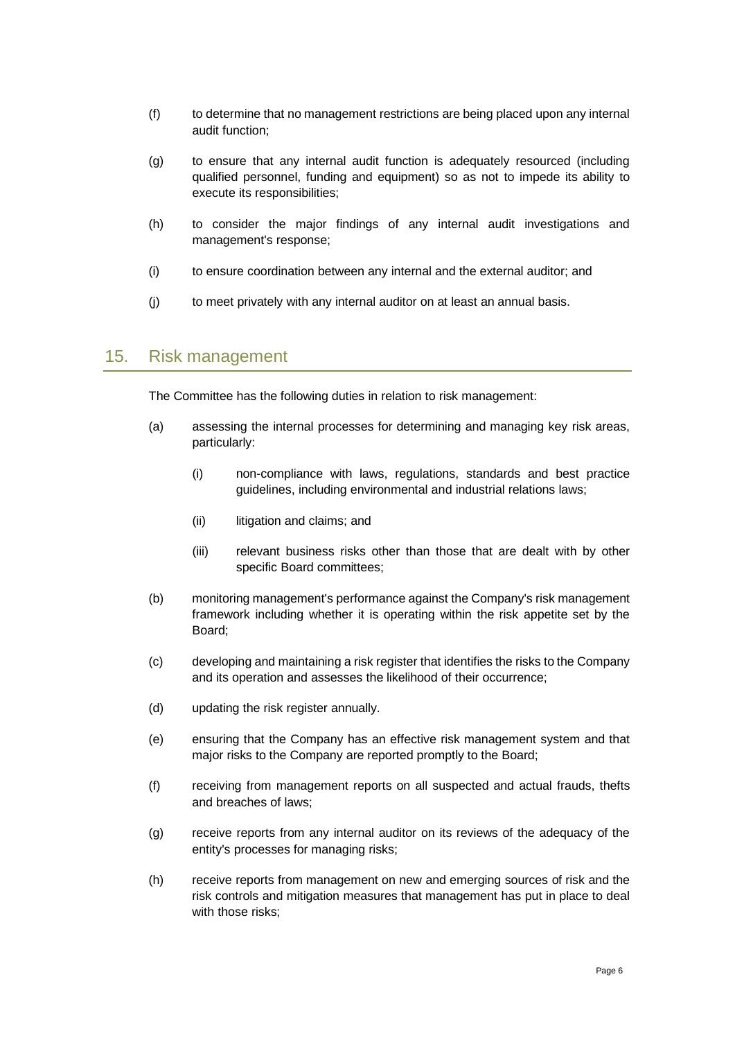(f) to determine that no management restrictions are being placed upon any internal audit function;

(g) to ensure that any internal audit function is adequately resourced (including qualified personnel, funding and equipment) so as not to impede its ability to execute its responsibilities;

(h) to consider the major findings of any internal audit investigations and management's response;

(i) to ensure coordination between any internal and the external auditor; and

(j) to meet privately with any internal auditor on at least an annual basis.

## 15. Risk management

The Committee has the following duties in relation to risk management:

(a) assessing the internal processes for determining and managing key risk areas, particularly:

   (i) non-compliance with laws, regulations, standards and best practice guidelines, including environmental and industrial relations laws;

   (ii) litigation and claims; and

   (iii) relevant business risks other than those that are dealt with by other specific Board committees;

(b) monitoring management's performance against the Company's risk management framework including whether it is operating within the risk appetite set by the Board;

(c) developing and maintaining a risk register that identifies the risks to the Company and its operation and assesses the likelihood of their occurrence;

(d) updating the risk register annually.

(e) ensuring that the Company has an effective risk management system and that major risks to the Company are reported promptly to the Board;

(f) receiving from management reports on all suspected and actual frauds, thefts and breaches of laws;

(g) receive reports from any internal auditor on its reviews of the adequacy of the entity's processes for managing risks;

(h) receive reports from management on new and emerging sources of risk and the risk controls and mitigation measures that management has put in place to deal with those risks;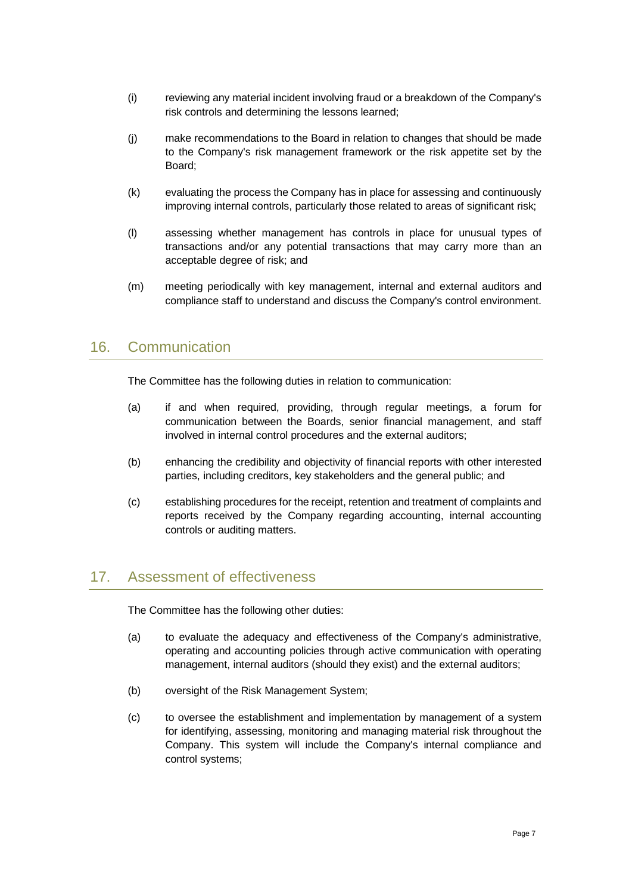(i) reviewing any material incident involving fraud or a breakdown of the Company's risk controls and determining the lessons learned;

(j) make recommendations to the Board in relation to changes that should be made to the Company's risk management framework or the risk appetite set by the Board;

(k) evaluating the process the Company has in place for assessing and continuously improving internal controls, particularly those related to areas of significant risk;

(l) assessing whether management has controls in place for unusual types of transactions and/or any potential transactions that may carry more than an acceptable degree of risk; and

(m) meeting periodically with key management, internal and external auditors and compliance staff to understand and discuss the Company's control environment.

## 16. Communication

The Committee has the following duties in relation to communication:

(a) if and when required, providing, through regular meetings, a forum for communication between the Boards, senior financial management, and staff involved in internal control procedures and the external auditors;

(b) enhancing the credibility and objectivity of financial reports with other interested parties, including creditors, key stakeholders and the general public; and

(c) establishing procedures for the receipt, retention and treatment of complaints and reports received by the Company regarding accounting, internal accounting controls or auditing matters.

## 17. Assessment of effectiveness

The Committee has the following other duties:

(a) to evaluate the adequacy and effectiveness of the Company's administrative, operating and accounting policies through active communication with operating management, internal auditors (should they exist) and the external auditors;

(b) oversight of the Risk Management System;

(c) to oversee the establishment and implementation by management of a system for identifying, assessing, monitoring and managing material risk throughout the Company. This system will include the Company's internal compliance and control systems;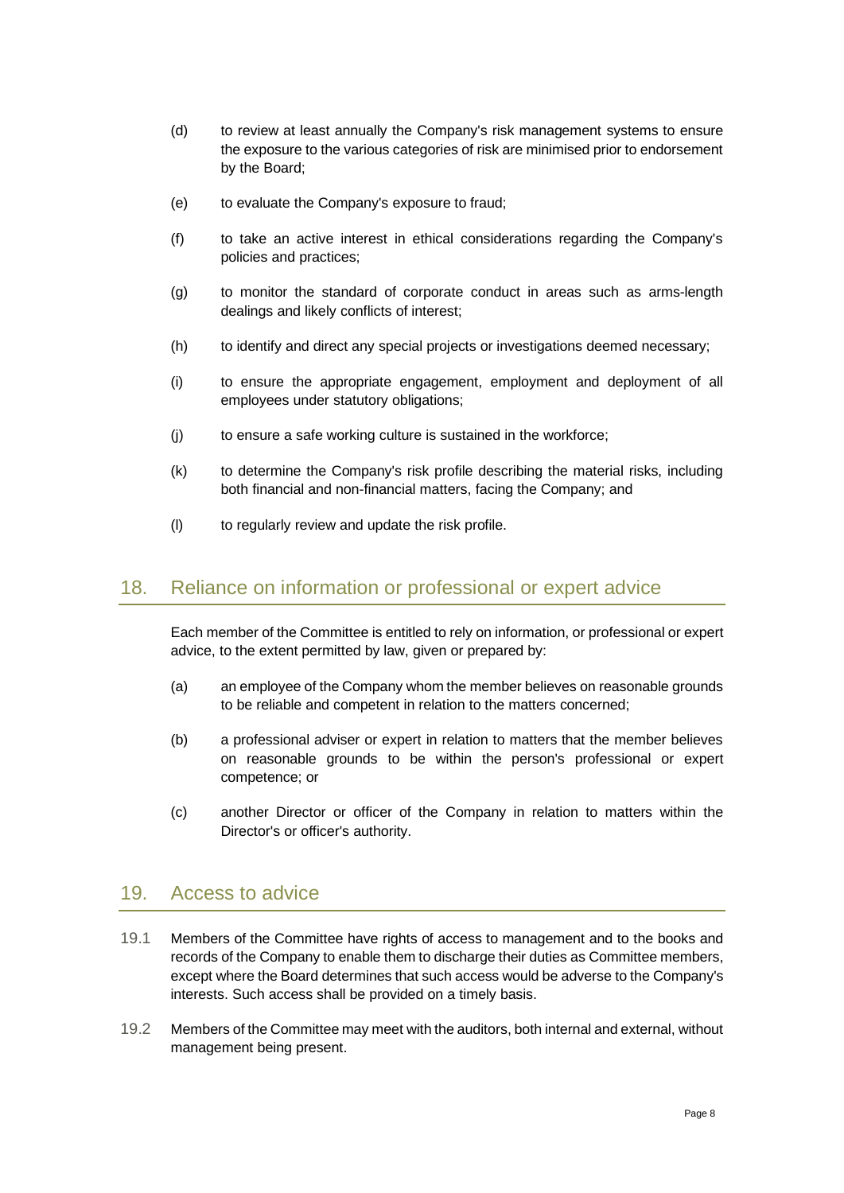(d) to review at least annually the Company's risk management systems to ensure the exposure to the various categories of risk are minimised prior to endorsement by the Board;

(e) to evaluate the Company's exposure to fraud;

(f) to take an active interest in ethical considerations regarding the Company's policies and practices;

(g) to monitor the standard of corporate conduct in areas such as arms-length dealings and likely conflicts of interest;

(h) to identify and direct any special projects or investigations deemed necessary;

(i) to ensure the appropriate engagement, employment and deployment of all employees under statutory obligations;

(j) to ensure a safe working culture is sustained in the workforce;

(k) to determine the Company's risk profile describing the material risks, including both financial and non-financial matters, facing the Company; and

(l) to regularly review and update the risk profile.

## 18. Reliance on information or professional or expert advice

Each member of the Committee is entitled to rely on information, or professional or expert advice, to the extent permitted by law, given or prepared by:

(a) an employee of the Company whom the member believes on reasonable grounds to be reliable and competent in relation to the matters concerned;

(b) a professional adviser or expert in relation to matters that the member believes on reasonable grounds to be within the person's professional or expert competence; or

(c) another Director or officer of the Company in relation to matters within the Director's or officer's authority.

## 19. Access to advice

19.1 Members of the Committee have rights of access to management and to the books and records of the Company to enable them to discharge their duties as Committee members, except where the Board determines that such access would be adverse to the Company's interests. Such access shall be provided on a timely basis.

19.2 Members of the Committee may meet with the auditors, both internal and external, without management being present.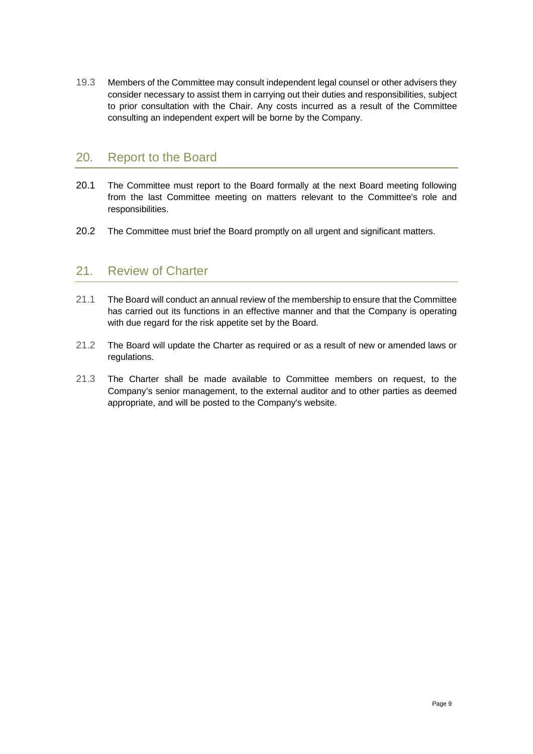19.3 Members of the Committee may consult independent legal counsel or other advisers they consider necessary to assist them in carrying out their duties and responsibilities, subject to prior consultation with the Chair. Any costs incurred as a result of the Committee consulting an independent expert will be borne by the Company.

## 20. Report to the Board

20.1 The Committee must report to the Board formally at the next Board meeting following from the last Committee meeting on matters relevant to the Committee's role and responsibilities.

20.2 The Committee must brief the Board promptly on all urgent and significant matters.

## 21. Review of Charter

21.1 The Board will conduct an annual review of the membership to ensure that the Committee has carried out its functions in an effective manner and that the Company is operating with due regard for the risk appetite set by the Board.

21.2 The Board will update the Charter as required or as a result of new or amended laws or regulations.

21.3 The Charter shall be made available to Committee members on request, to the Company's senior management, to the external auditor and to other parties as deemed appropriate, and will be posted to the Company's website.